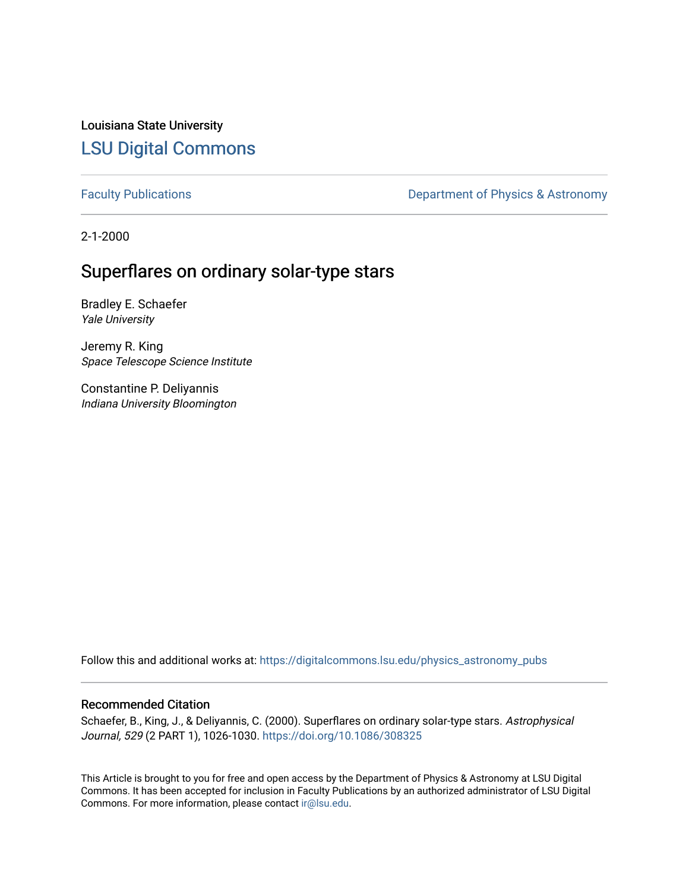Louisiana State University

# LSU Digital Commons

Faculty Publications

Department of Physics & Astronomy

2-1-2000

## Superflares on ordinary solar-type stars

Bradley E. Schaefer
*Yale University*

Jeremy R. King
*Space Telescope Science Institute*

Constantine P. Deliyannis
*Indiana University Bloomington*

Follow this and additional works at: https://digitalcommons.lsu.edu/physics_astronomy_pubs

### Recommended Citation

Schaefer, B., King, J., & Deliyannis, C. (2000). Superflares on ordinary solar-type stars. *Astrophysical Journal, 529* (2 PART 1), 1026-1030. https://doi.org/10.1086/308325

This Article is brought to you for free and open access by the Department of Physics & Astronomy at LSU Digital Commons. It has been accepted for inclusion in Faculty Publications by an authorized administrator of LSU Digital Commons. For more information, please contact ir@lsu.edu.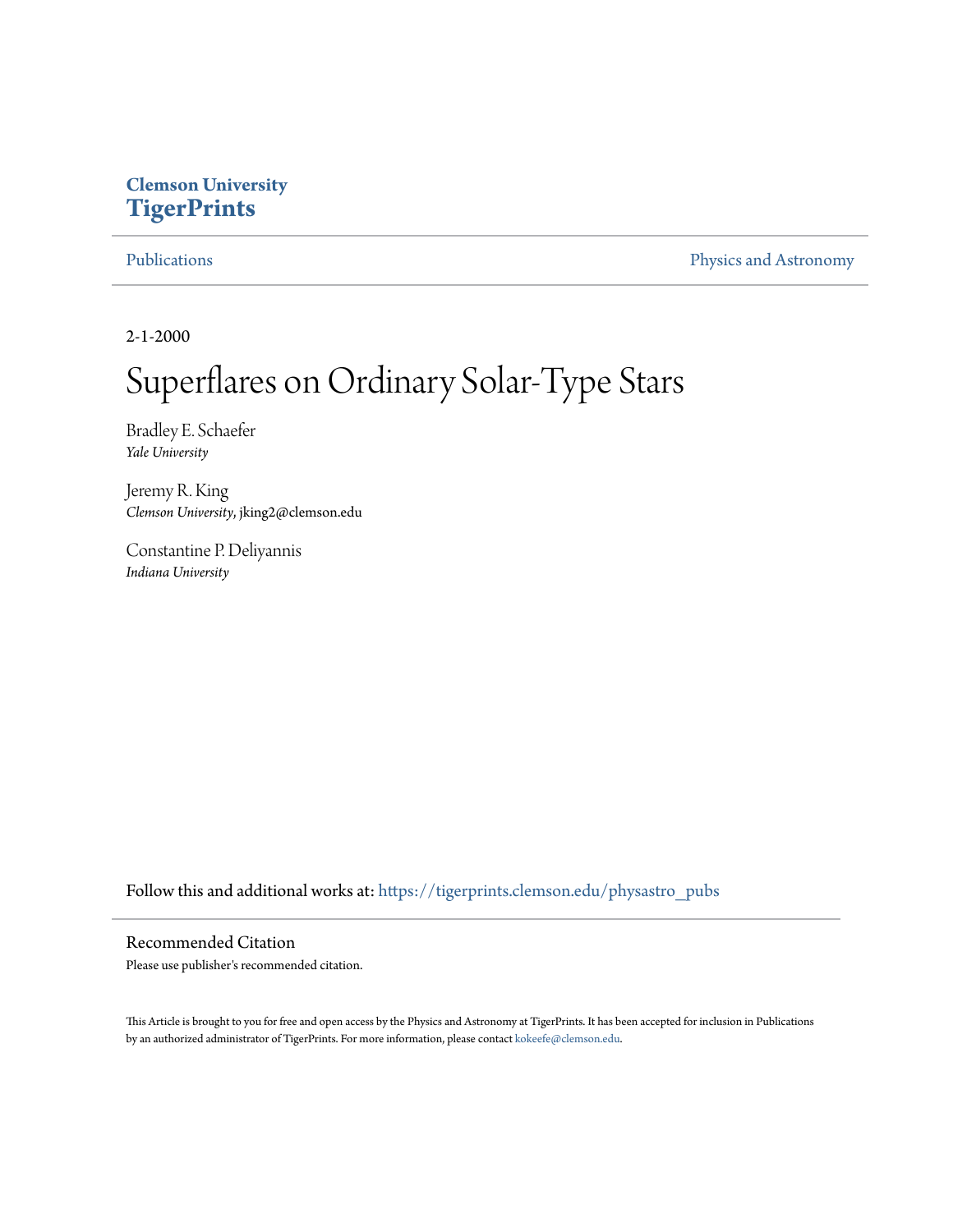Clemson University
**TigerPrints**

Publications | Physics and Astronomy

2-1-2000

# Superflares on Ordinary Solar-Type Stars

Bradley E. Schaefer
*Yale University*

Jeremy R. King
*Clemson University*, jking2@clemson.edu

Constantine P. Deliyannis
*Indiana University*

Follow this and additional works at: https://tigerprints.clemson.edu/physastro_pubs

## Recommended Citation

Please use publisher's recommended citation.

This Article is brought to you for free and open access by the Physics and Astronomy at TigerPrints. It has been accepted for inclusion in Publications by an authorized administrator of TigerPrints. For more information, please contact kokeefe@clemson.edu.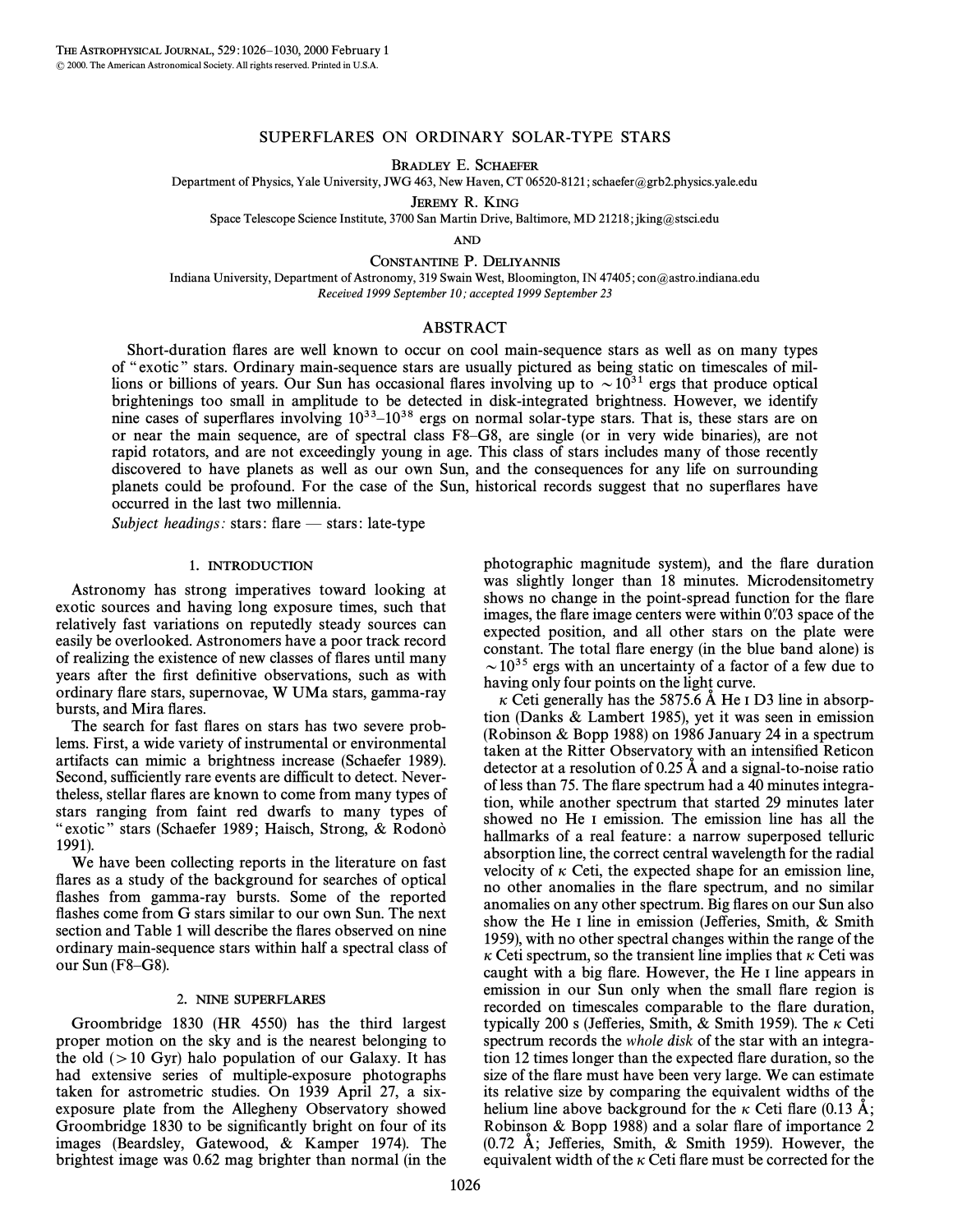# SUPERFLARES ON ORDINARY SOLAR-TYPE STARS

Bradley E. Schaefer

Department of Physics, Yale University, JWG 463, New Haven, CT 06520-8121; schaefer@grb2.physics.yale.edu

Jeremy R. King

Space Telescope Science Institute, 3700 San Martin Drive, Baltimore, MD 21218; jking@stsci.edu

and

Constantine P. Deliyannis

Indiana University, Department of Astronomy, 319 Swain West, Bloomington, IN 47405; con@astro.indiana.edu

*Received 1999 September 10; accepted 1999 September 23*

## ABSTRACT

Short-duration flares are well known to occur on cool main-sequence stars as well as on many types of "exotic" stars. Ordinary main-sequence stars are usually pictured as being static on timescales of millions or billions of years. Our Sun has occasional flares involving up to $\sim 10^{31}$ ergs that produce optical brightenings too small in amplitude to be detected in disk-integrated brightness. However, we identify nine cases of superflares involving $10^{33}$–$10^{38}$ ergs on normal solar-type stars. That is, these stars are on or near the main sequence, are of spectral class F8–G8, are single (or in very wide binaries), are not rapid rotators, and are not exceedingly young in age. This class of stars includes many of those recently discovered to have planets as well as our own Sun, and the consequences for any life on surrounding planets could be profound. For the case of the Sun, historical records suggest that no superflares have occurred in the last two millennia.

*Subject headings:* stars: flare — stars: late-type

## 1. INTRODUCTION

Astronomy has strong imperatives toward looking at exotic sources and having long exposure times, such that relatively fast variations on reputedly steady sources can easily be overlooked. Astronomers have a poor track record of realizing the existence of new classes of flares until many years after the first definitive observations, such as with ordinary flare stars, supernovae, W UMa stars, gamma-ray bursts, and Mira flares.

The search for fast flares on stars has two severe problems. First, a wide variety of instrumental or environmental artifacts can mimic a brightness increase (Schaefer 1989). Second, sufficiently rare events are difficult to detect. Nevertheless, stellar flares are known to come from many types of stars ranging from faint red dwarfs to many types of "exotic" stars (Schaefer 1989; Haisch, Strong, & Rodonò 1991).

We have been collecting reports in the literature on fast flares as a study of the background for searches of optical flashes from gamma-ray bursts. Some of the reported flashes come from G stars similar to our own Sun. The next section and Table 1 will describe the flares observed on nine ordinary main-sequence stars within half a spectral class of our Sun (F8–G8).

## 2. NINE SUPERFLARES

Groombridge 1830 (HR 4550) has the third largest proper motion on the sky and is the nearest belonging to the old (>10 Gyr) halo population of our Galaxy. It has had extensive series of multiple-exposure photographs taken for astrometric studies. On 1939 April 27, a six-exposure plate from the Allegheny Observatory showed Groombridge 1830 to be significantly bright on four of its images (Beardsley, Gatewood, & Kamper 1974). The brightest image was 0.62 mag brighter than normal (in the photographic magnitude system), and the flare duration was slightly longer than 18 minutes. Microdensitometry shows no change in the point-spread function for the flare images, the flare image centers were within 0″.03 space of the expected position, and all other stars on the plate were constant. The total flare energy (in the blue band alone) is $\sim 10^{35}$ ergs with an uncertainty of a factor of a few due to having only four points on the light curve.

$\kappa$ Ceti generally has the 5875.6 Å He I D3 line in absorption (Danks & Lambert 1985), yet it was seen in emission (Robinson & Bopp 1988) on 1986 January 24 in a spectrum taken at the Ritter Observatory with an intensified Reticon detector at a resolution of 0.25 Å and a signal-to-noise ratio of less than 75. The flare spectrum had a 40 minutes integration, while another spectrum that started 29 minutes later showed no He I emission. The emission line has all the hallmarks of a real feature: a narrow superposed telluric absorption line, the correct central wavelength for the radial velocity of $\kappa$ Ceti, the expected shape for an emission line, no other anomalies in the flare spectrum, and no similar anomalies on any other spectrum. Big flares on our Sun also show the He I line in emission (Jefferies, Smith, & Smith 1959), with no other spectral changes within the range of the $\kappa$ Ceti spectrum, so the transient line implies that $\kappa$ Ceti was caught with a big flare. However, the He I line appears in emission in our Sun only when the small flare region is recorded on timescales comparable to the flare duration, typically 200 s (Jefferies, Smith, & Smith 1959). The $\kappa$ Ceti spectrum records the *whole disk* of the star with an integration 12 times longer than the expected flare duration, so the size of the flare must have been very large. We can estimate its relative size by comparing the equivalent widths of the helium line above background for the $\kappa$ Ceti flare (0.13 Å; Robinson & Bopp 1988) and a solar flare of importance 2 (0.72 Å; Jefferies, Smith, & Smith 1959). However, the equivalent width of the $\kappa$ Ceti flare must be corrected for the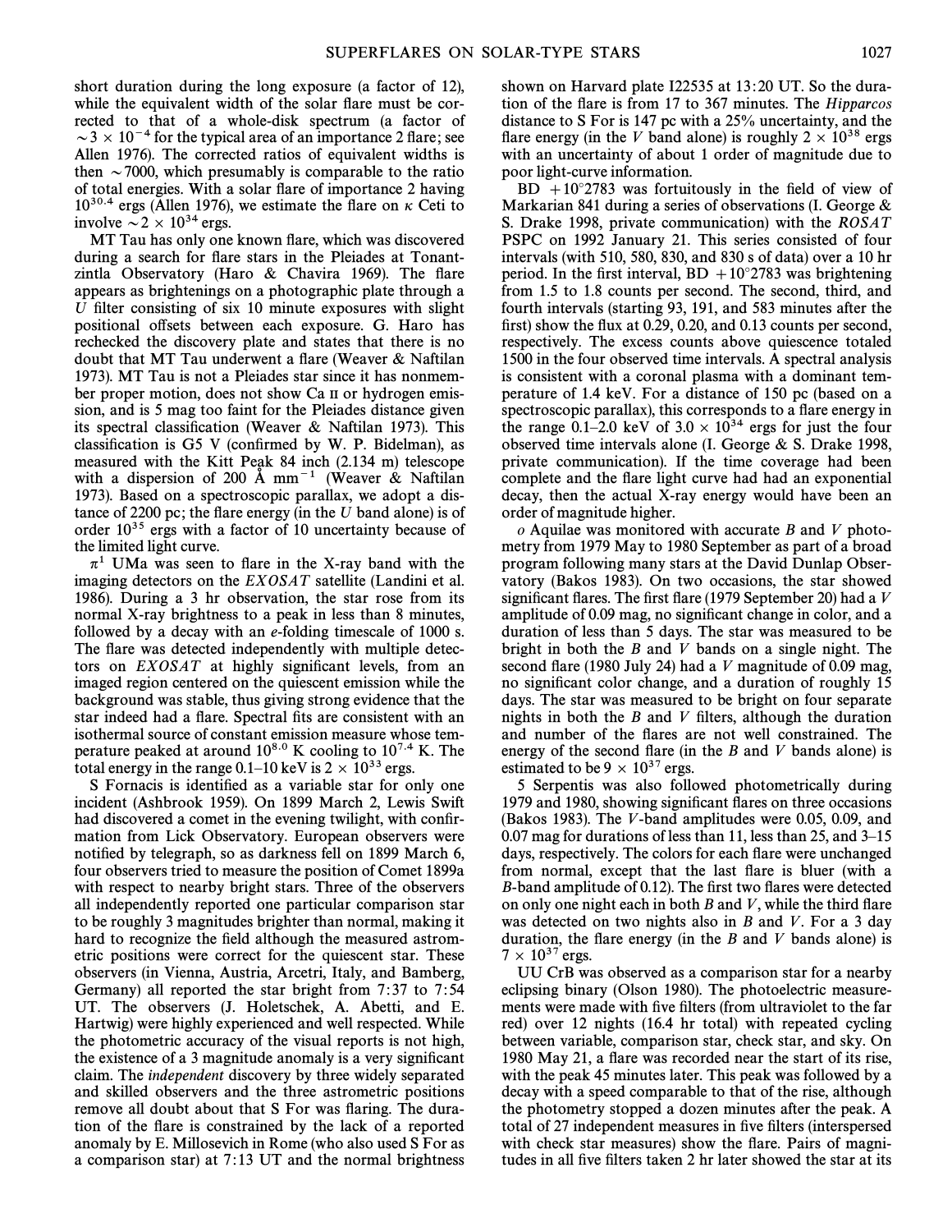short duration during the long exposure (a factor of 12), while the equivalent width of the solar flare must be corrected to that of a whole-disk spectrum (a factor of $\sim 3 \times 10^{-4}$ for the typical area of an importance 2 flare; see Allen 1976). The corrected ratios of equivalent widths is then $\sim 7000$, which presumably is comparable to the ratio of total energies. With a solar flare of importance 2 having $10^{30.4}$ ergs (Allen 1976), we estimate the flare on $\kappa$ Ceti to involve $\sim 2 \times 10^{34}$ ergs.

MT Tau has only one known flare, which was discovered during a search for flare stars in the Pleiades at Tonantzintla Observatory (Haro & Chavira 1969). The flare appears as brightenings on a photographic plate through a $U$ filter consisting of six 10 minute exposures with slight positional offsets between each exposure. G. Haro has rechecked the discovery plate and states that there is no doubt that MT Tau underwent a flare (Weaver & Naftilan 1973). MT Tau is not a Pleiades star since it has nonmember proper motion, does not show Ca II or hydrogen emission, and is 5 mag too faint for the Pleiades distance given its spectral classification (Weaver & Naftilan 1973). This classification is G5 V (confirmed by W. P. Bidelman), as measured with the Kitt Peak 84 inch (2.134 m) telescope with a dispersion of 200 Å mm$^{-1}$ (Weaver & Naftilan 1973). Based on a spectroscopic parallax, we adopt a distance of 2200 pc; the flare energy (in the $U$ band alone) is of order $10^{35}$ ergs with a factor of 10 uncertainty because of the limited light curve.

$\pi^1$ UMa was seen to flare in the X-ray band with the imaging detectors on the *EXOSAT* satellite (Landini et al. 1986). During a 3 hr observation, the star rose from its normal X-ray brightness to a peak in less than 8 minutes, followed by a decay with an $e$-folding timescale of 1000 s. The flare was detected independently with multiple detectors on *EXOSAT* at highly significant levels, from an imaged region centered on the quiescent emission while the background was stable, thus giving strong evidence that the star indeed had a flare. Spectral fits are consistent with an isothermal source of constant emission measure whose temperature peaked at around $10^{8.0}$ K cooling to $10^{7.4}$ K. The total energy in the range 0.1–10 keV is $2 \times 10^{33}$ ergs.

S Fornacis is identified as a variable star for only one incident (Ashbrook 1959). On 1899 March 2, Lewis Swift had discovered a comet in the evening twilight, with confirmation from Lick Observatory. European observers were notified by telegraph, so as darkness fell on 1899 March 6, four observers tried to measure the position of Comet 1899a with respect to nearby bright stars. Three of the observers all independently reported one particular comparison star to be roughly 3 magnitudes brighter than normal, making it hard to recognize the field although the measured astrometric positions were correct for the quiescent star. These observers (in Vienna, Austria, Arcetri, Italy, and Bamberg, Germany) all reported the star bright from 7:37 to 7:54 UT. The observers (J. Holetschek, A. Abetti, and E. Hartwig) were highly experienced and well respected. While the photometric accuracy of the visual reports is not high, the existence of a 3 magnitude anomaly is a very significant claim. The *independent* discovery by three widely separated and skilled observers and the three astrometric positions remove all doubt about that S For was flaring. The duration of the flare is constrained by the lack of a reported anomaly by E. Millosevich in Rome (who also used S For as a comparison star) at 7:13 UT and the normal brightness shown on Harvard plate I22535 at 13:20 UT. So the duration of the flare is from 17 to 367 minutes. The *Hipparcos* distance to S For is 147 pc with a 25% uncertainty, and the flare energy (in the $V$ band alone) is roughly $2 \times 10^{38}$ ergs with an uncertainty of about 1 order of magnitude due to poor light-curve information.

BD $+10°2783$ was fortuitously in the field of view of Markarian 841 during a series of observations (I. George & S. Drake 1998, private communication) with the *ROSAT* PSPC on 1992 January 21. This series consisted of four intervals (with 510, 580, 830, and 830 s of data) over a 10 hr period. In the first interval, BD $+10°2783$ was brightening from 1.5 to 1.8 counts per second. The second, third, and fourth intervals (starting 93, 191, and 583 minutes after the first) show the flux at 0.29, 0.20, and 0.13 counts per second, respectively. The excess counts above quiescence totaled 1500 in the four observed time intervals. A spectral analysis is consistent with a coronal plasma with a dominant temperature of 1.4 keV. For a distance of 150 pc (based on a spectroscopic parallax), this corresponds to a flare energy in the range 0.1–2.0 keV of $3.0 \times 10^{34}$ ergs for just the four observed time intervals alone (I. George & S. Drake 1998, private communication). If the time coverage had been complete and the flare light curve had had an exponential decay, then the actual X-ray energy would have been an order of magnitude higher.

$o$ Aquilae was monitored with accurate $B$ and $V$ photometry from 1979 May to 1980 September as part of a broad program following many stars at the David Dunlap Observatory (Bakos 1983). On two occasions, the star showed significant flares. The first flare (1979 September 20) had a $V$ amplitude of 0.09 mag, no significant change in color, and a duration of less than 5 days. The star was measured to be bright in both the $B$ and $V$ bands on a single night. The second flare (1980 July 24) had a $V$ magnitude of 0.09 mag, no significant color change, and a duration of roughly 15 days. The star was measured to be bright on four separate nights in both the $B$ and $V$ filters, although the duration and number of the flares are not well constrained. The energy of the second flare (in the $B$ and $V$ bands alone) is estimated to be $9 \times 10^{37}$ ergs.

5 Serpentis was also followed photometrically during 1979 and 1980, showing significant flares on three occasions (Bakos 1983). The $V$-band amplitudes were 0.05, 0.09, and 0.07 mag for durations of less than 11, less than 25, and 3–15 days, respectively. The colors for each flare were unchanged from normal, except that the last flare is bluer (with a $B$-band amplitude of 0.12). The first two flares were detected on only one night each in both $B$ and $V$, while the third flare was detected on two nights also in $B$ and $V$. For a 3 day duration, the flare energy (in the $B$ and $V$ bands alone) is $7 \times 10^{37}$ ergs.

UU CrB was observed as a comparison star for a nearby eclipsing binary (Olson 1980). The photoelectric measurements were made with five filters (from ultraviolet to the far red) over 12 nights (16.4 hr total) with repeated cycling between variable, comparison star, check star, and sky. On 1980 May 21, a flare was recorded near the start of its rise, with the peak 45 minutes later. This peak was followed by a decay with a speed comparable to that of the rise, although the photometry stopped a dozen minutes after the peak. A total of 27 independent measures in five filters (interspersed with check star measures) show the flare. Pairs of magnitudes in all five filters taken 2 hr later showed the star at its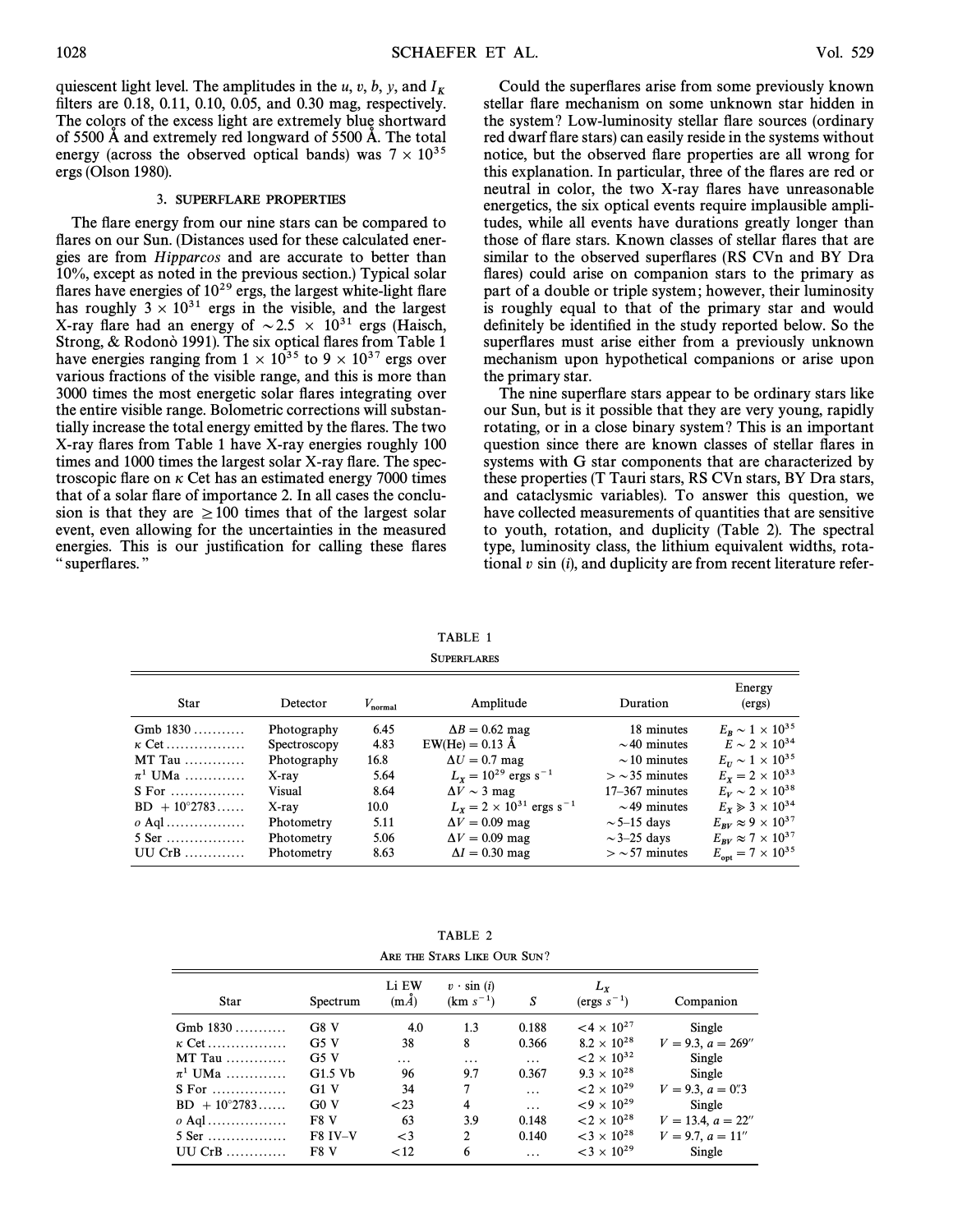quiescent light level. The amplitudes in the $u$, $v$, $b$, $y$, and $I_K$ filters are 0.18, 0.11, 0.10, 0.05, and 0.30 mag, respectively. The colors of the excess light are extremely blue shortward of 5500 Å and extremely red longward of 5500 Å. The total energy (across the observed optical bands) was $7 \times 10^{35}$ ergs (Olson 1980).

## 3. SUPERFLARE PROPERTIES

The flare energy from our nine stars can be compared to flares on our Sun. (Distances used for these calculated energies are from *Hipparcos* and are accurate to better than 10%, except as noted in the previous section.) Typical solar flares have energies of $10^{29}$ ergs, the largest white-light flare has roughly $3 \times 10^{31}$ ergs in the visible, and the largest X-ray flare had an energy of $\sim 2.5 \times 10^{31}$ ergs (Haisch, Strong, & Rodonò 1991). The six optical flares from Table 1 have energies ranging from $1 \times 10^{35}$ to $9 \times 10^{37}$ ergs over various fractions of the visible range, and this is more than 3000 times the most energetic solar flares integrating over the entire visible range. Bolometric corrections will substantially increase the total energy emitted by the flares. The two X-ray flares from Table 1 have X-ray energies roughly 100 times and 1000 times the largest solar X-ray flare. The spectroscopic flare on $\kappa$ Cet has an estimated energy 7000 times that of a solar flare of importance 2. In all cases the conclusion is that they are $\geq 100$ times that of the largest solar event, even allowing for the uncertainties in the measured energies. This is our justification for calling these flares "superflares."

Could the superflares arise from some previously known stellar flare mechanism on some unknown star hidden in the system? Low-luminosity stellar flare sources (ordinary red dwarf flare stars) can easily reside in the systems without notice, but the observed flare properties are all wrong for this explanation. In particular, three of the flares are red or neutral in color, the two X-ray flares have unreasonable energetics, the six optical events require implausible amplitudes, while all events have durations greatly longer than those of flare stars. Known classes of stellar flares that are similar to the observed superflares (RS CVn and BY Dra flares) could arise on companion stars to the primary as part of a double or triple system; however, their luminosity is roughly equal to that of the primary star and would definitely be identified in the study reported below. So the superflares must arise either from a previously unknown mechanism upon hypothetical companions or arise upon the primary star.

The nine superflare stars appear to be ordinary stars like our Sun, but is it possible that they are very young, rapidly rotating, or in a close binary system? This is an important question since there are known classes of stellar flares in systems with G star components that are characterized by these properties (T Tauri stars, RS CVn stars, BY Dra stars, and cataclysmic variables). To answer this question, we have collected measurements of quantities that are sensitive to youth, rotation, and duplicity (Table 2). The spectral type, luminosity class, the lithium equivalent widths, rotational $v \sin(i)$, and duplicity are from recent literature refer-

TABLE 1

SUPERFLARES

| Star | Detector | $V_{normal}$ | Amplitude | Duration | Energy (ergs) |
|---|---|---|---|---|---|
| Gmb 1830 | Photography | 6.45 | $\Delta B = 0.62$ mag | 18 minutes | $E_B \sim 1 \times 10^{35}$ |
| $\kappa$ Cet | Spectroscopy | 4.83 | EW(He) = 0.13 Å | $\sim 40$ minutes | $E \sim 2 \times 10^{34}$ |
| MT Tau | Photography | 16.8 | $\Delta U = 0.7$ mag | $\sim 10$ minutes | $E_U \sim 1 \times 10^{35}$ |
| $\pi^1$ UMa | X-ray | 5.64 | $L_X = 10^{29}$ ergs s$^{-1}$ | $> \sim 35$ minutes | $E_X = 2 \times 10^{33}$ |
| S For | Visual | 8.64 | $\Delta V \sim 3$ mag | 17–367 minutes | $E_V \sim 2 \times 10^{38}$ |
| BD +10°2783 | X-ray | 10.0 | $L_X = 2 \times 10^{31}$ ergs s$^{-1}$ | $\sim 49$ minutes | $E_X \gg 3 \times 10^{34}$ |
| $o$ Aql | Photometry | 5.11 | $\Delta V = 0.09$ mag | $\sim 5$–15 days | $E_{BV} \approx 9 \times 10^{37}$ |
| 5 Ser | Photometry | 5.06 | $\Delta V = 0.09$ mag | $\sim 3$–25 days | $E_{BV} \approx 7 \times 10^{37}$ |
| UU CrB | Photometry | 8.63 | $\Delta I = 0.30$ mag | $> \sim 57$ minutes | $E_{opt} = 7 \times 10^{35}$ |

TABLE 2

ARE THE STARS LIKE OUR SUN?

| Star | Spectrum | Li EW (mÅ) | $v \cdot \sin(i)$ (km s$^{-1}$) | $S$ | $L_X$ (ergs s$^{-1}$) | Companion |
|---|---|---|---|---|---|---|
| Gmb 1830 | G8 V | 4.0 | 1.3 | 0.188 | $<4 \times 10^{27}$ | Single |
| $\kappa$ Cet | G5 V | 38 | 8 | 0.366 | $8.2 \times 10^{28}$ | $V = 9.3$, $a = 269''$ |
| MT Tau | G5 V | ... | ... | ... | $<2 \times 10^{32}$ | Single |
| $\pi^1$ UMa | G1.5 Vb | 96 | 9.7 | 0.367 | $9.3 \times 10^{28}$ | Single |
| S For | G1 V | 34 | 7 | ... | $<2 \times 10^{29}$ | $V = 9.3$, $a = 0''.3$ |
| BD +10°2783 | G0 V | <23 | 4 | ... | $<9 \times 10^{29}$ | Single |
| $o$ Aql | F8 V | 63 | 3.9 | 0.148 | $<2 \times 10^{28}$ | $V = 13.4$, $a = 22''$ |
| 5 Ser | F8 IV–V | <3 | 2 | 0.140 | $<3 \times 10^{28}$ | $V = 9.7$, $a = 11''$ |
| UU CrB | F8 V | <12 | 6 | ... | $<3 \times 10^{29}$ | Single |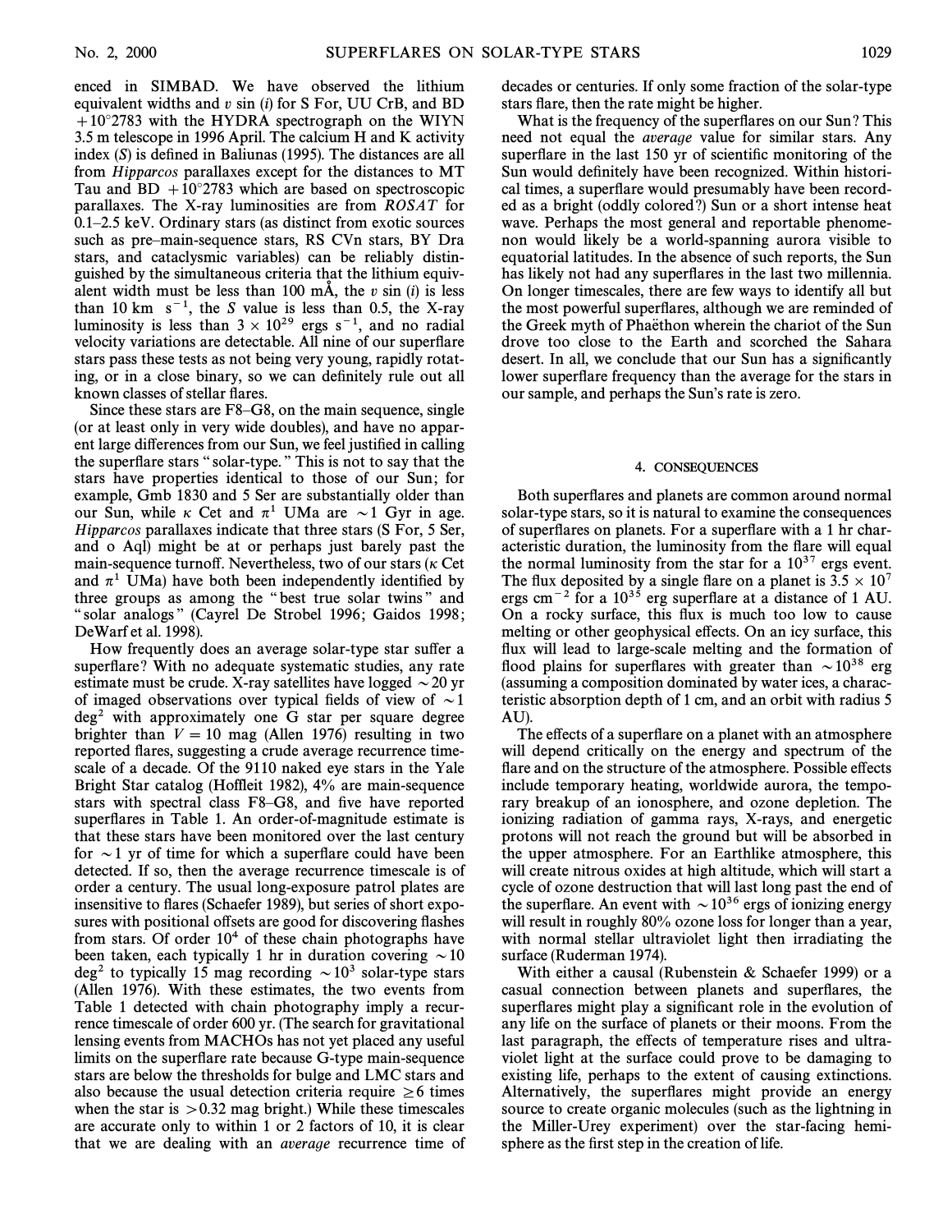enced in SIMBAD. We have observed the lithium equivalent widths and $v$ sin ($i$) for S For, UU CrB, and BD $+10°2783$ with the HYDRA spectrograph on the WIYN 3.5 m telescope in 1996 April. The calcium H and K activity index ($S$) is defined in Baliunas (1995). The distances are all from *Hipparcos* parallaxes except for the distances to MT Tau and BD $+10°2783$ which are based on spectroscopic parallaxes. The X-ray luminosities are from *ROSAT* for 0.1–2.5 keV. Ordinary stars (as distinct from exotic sources such as pre–main-sequence stars, RS CVn stars, BY Dra stars, and cataclysmic variables) can be reliably distinguished by the simultaneous criteria that the lithium equivalent width must be less than 100 mÅ, the $v$ sin ($i$) is less than 10 km $s^{-1}$, the $S$ value is less than 0.5, the X-ray luminosity is less than $3 \times 10^{29}$ ergs $s^{-1}$, and no radial velocity variations are detectable. All nine of our superflare stars pass these tests as not being very young, rapidly rotating, or in a close binary, so we can definitely rule out all known classes of stellar flares.

Since these stars are F8–G8, on the main sequence, single (or at least only in very wide doubles), and have no apparent large differences from our Sun, we feel justified in calling the superflare stars "solar-type." This is not to say that the stars have properties identical to those of our Sun; for example, Gmb 1830 and 5 Ser are substantially older than our Sun, while $\kappa$ Cet and $\pi^1$ UMa are $\sim$1 Gyr in age. *Hipparcos* parallaxes indicate that three stars (S For, 5 Ser, and o Aql) might be at or perhaps just barely past the main-sequence turnoff. Nevertheless, two of our stars ($\kappa$ Cet and $\pi^1$ UMa) have both been independently identified by three groups as among the "best true solar twins" and "solar analogs" (Cayrel De Strobel 1996; Gaidos 1998; DeWarf et al. 1998).

How frequently does an average solar-type star suffer a superflare? With no adequate systematic studies, any rate estimate must be crude. X-ray satellites have logged $\sim$20 yr of imaged observations over typical fields of view of $\sim$1 $deg^2$ with approximately one G star per square degree brighter than $V = 10$ mag (Allen 1976) resulting in two reported flares, suggesting a crude average recurrence timescale of a decade. Of the 9110 naked eye stars in the Yale Bright Star catalog (Hoffleit 1982), 4% are main-sequence stars with spectral class F8–G8, and five have reported superflares in Table 1. An order-of-magnitude estimate is that these stars have been monitored over the last century for $\sim$1 yr of time for which a superflare could have been detected. If so, then the average recurrence timescale is of order a century. The usual long-exposure patrol plates are insensitive to flares (Schaefer 1989), but series of short exposures with positional offsets are good for discovering flashes from stars. Of order $10^4$ of these chain photographs have been taken, each typically 1 hr in duration covering $\sim$10 $deg^2$ to typically 15 mag recording $\sim 10^3$ solar-type stars (Allen 1976). With these estimates, the two events from Table 1 detected with chain photography imply a recurrence timescale of order 600 yr. (The search for gravitational lensing events from MACHOs has not yet placed any useful limits on the superflare rate because G-type main-sequence stars are below the thresholds for bulge and LMC stars and also because the usual detection criteria require $\geq 6$ times when the star is $> 0.32$ mag bright.) While these timescales are accurate only to within 1 or 2 factors of 10, it is clear that we are dealing with an *average* recurrence time of decades or centuries. If only some fraction of the solar-type stars flare, then the rate might be higher.

What is the frequency of the superflares on our Sun? This need not equal the *average* value for similar stars. Any superflare in the last 150 yr of scientific monitoring of the Sun would definitely have been recognized. Within historical times, a superflare would presumably have been recorded as a bright (oddly colored?) Sun or a short intense heat wave. Perhaps the most general and reportable phenomenon would likely be a world-spanning aurora visible to equatorial latitudes. In the absence of such reports, the Sun has likely not had any superflares in the last two millennia. On longer timescales, there are few ways to identify all but the most powerful superflares, although we are reminded of the Greek myth of Phaëthon wherein the chariot of the Sun drove too close to the Earth and scorched the Sahara desert. In all, we conclude that our Sun has a significantly lower superflare frequency than the average for the stars in our sample, and perhaps the Sun's rate is zero.

## 4. CONSEQUENCES

Both superflares and planets are common around normal solar-type stars, so it is natural to examine the consequences of superflares on planets. For a superflare with a 1 hr characteristic duration, the luminosity from the flare will equal the normal luminosity from the star for a $10^{37}$ ergs event. The flux deposited by a single flare on a planet is $3.5 \times 10^7$ ergs $cm^{-2}$ for a $10^{35}$ erg superflare at a distance of 1 AU. On a rocky surface, this flux is much too low to cause melting or other geophysical effects. On an icy surface, this flux will lead to large-scale melting and the formation of flood plains for superflares with greater than $\sim 10^{38}$ erg (assuming a composition dominated by water ices, a characteristic absorption depth of 1 cm, and an orbit with radius 5 AU).

The effects of a superflare on a planet with an atmosphere will depend critically on the energy and spectrum of the flare and on the structure of the atmosphere. Possible effects include temporary heating, worldwide aurora, the temporary breakup of an ionosphere, and ozone depletion. The ionizing radiation of gamma rays, X-rays, and energetic protons will not reach the ground but will be absorbed in the upper atmosphere. For an Earthlike atmosphere, this will create nitrous oxides at high altitude, which will start a cycle of ozone destruction that will last long past the end of the superflare. An event with $\sim 10^{36}$ ergs of ionizing energy will result in roughly 80% ozone loss for longer than a year, with normal stellar ultraviolet light then irradiating the surface (Ruderman 1974).

With either a causal (Rubenstein & Schaefer 1999) or a casual connection between planets and superflares, the superflares might play a significant role in the evolution of any life on the surface of planets or their moons. From the last paragraph, the effects of temperature rises and ultraviolet light at the surface could prove to be damaging to existing life, perhaps to the extent of causing extinctions. Alternatively, the superflares might provide an energy source to create organic molecules (such as the lightning in the Miller-Urey experiment) over the star-facing hemisphere as the first step in the creation of life.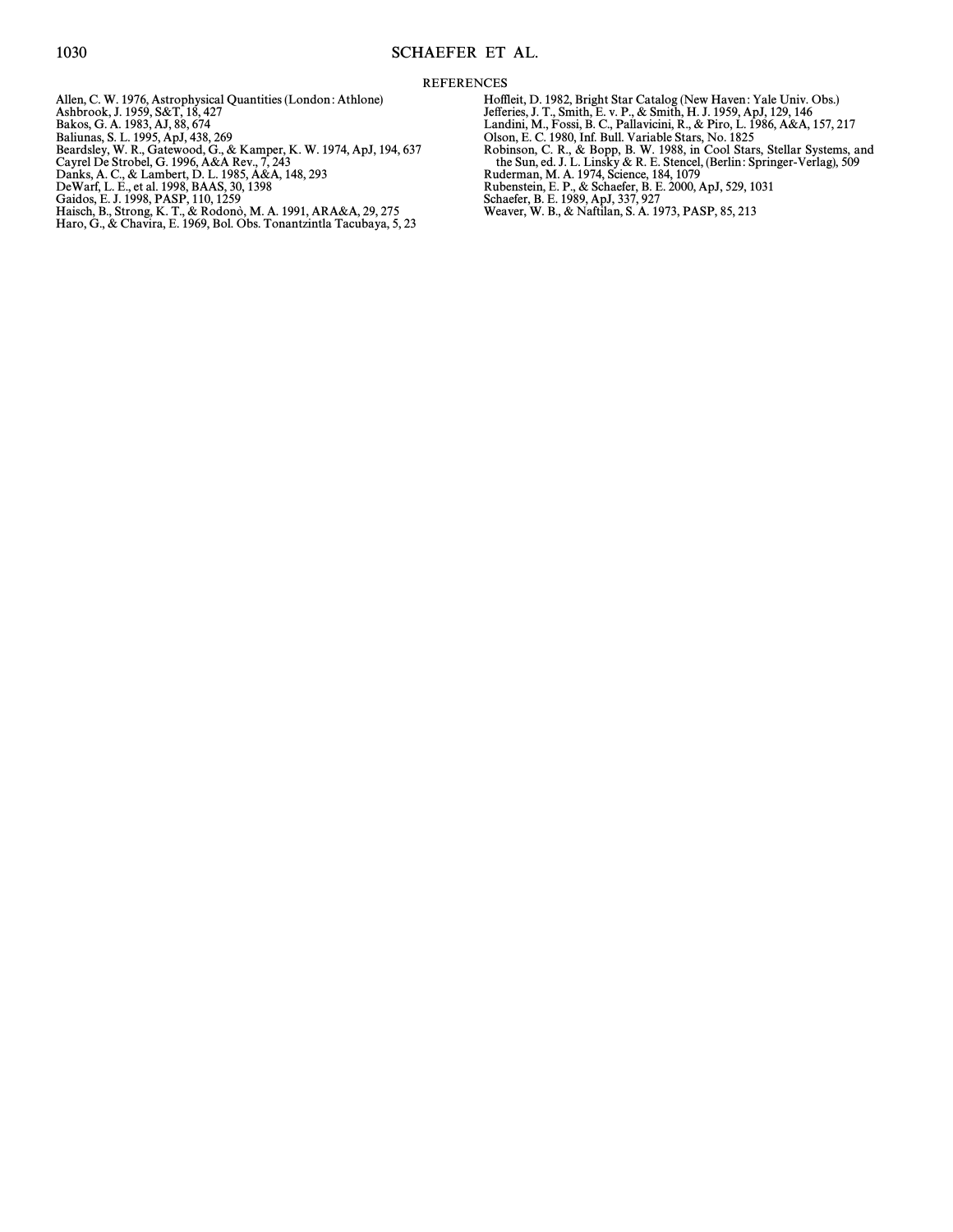## REFERENCES

Allen, C. W. 1976, Astrophysical Quantities (London: Athlone)
Ashbrook, J. 1959, S&T, 18, 427
Bakos, G. A. 1983, AJ, 88, 674
Baliunas, S. L. 1995, ApJ, 438, 269
Beardsley, W. R., Gatewood, G., & Kamper, K. W. 1974, ApJ, 194, 637
Cayrel De Strobel, G. 1996, A&A Rev., 7, 243
Danks, A. C., & Lambert, D. L. 1985, A&A, 148, 293
DeWarf, L. E., et al. 1998, BAAS, 30, 1398
Gaidos, E. J. 1998, PASP, 110, 1259
Haisch, B., Strong, K. T., & Rodonò, M. A. 1991, ARA&A, 29, 275
Haro, G., & Chavira, E. 1969, Bol. Obs. Tonantzintla Tacubaya, 5, 23
Hoffleit, D. 1982, Bright Star Catalog (New Haven: Yale Univ. Obs.)
Jefferies, J. T., Smith, E. v. P., & Smith, H. J. 1959, ApJ, 129, 146
Landini, M., Fossi, B. C., Pallavicini, R., & Piro, L. 1986, A&A, 157, 217
Olson, E. C. 1980, Inf. Bull. Variable Stars, No. 1825
Robinson, C. R., & Bopp, B. W. 1988, in Cool Stars, Stellar Systems, and the Sun, ed. J. L. Linsky & R. E. Stencel, (Berlin: Springer-Verlag), 509
Ruderman, M. A. 1974, Science, 184, 1079
Rubenstein, E. P., & Schaefer, B. E. 2000, ApJ, 529, 1031
Schaefer, B. E. 1989, ApJ, 337, 927
Weaver, W. B., & Naftilan, S. A. 1973, PASP, 85, 213